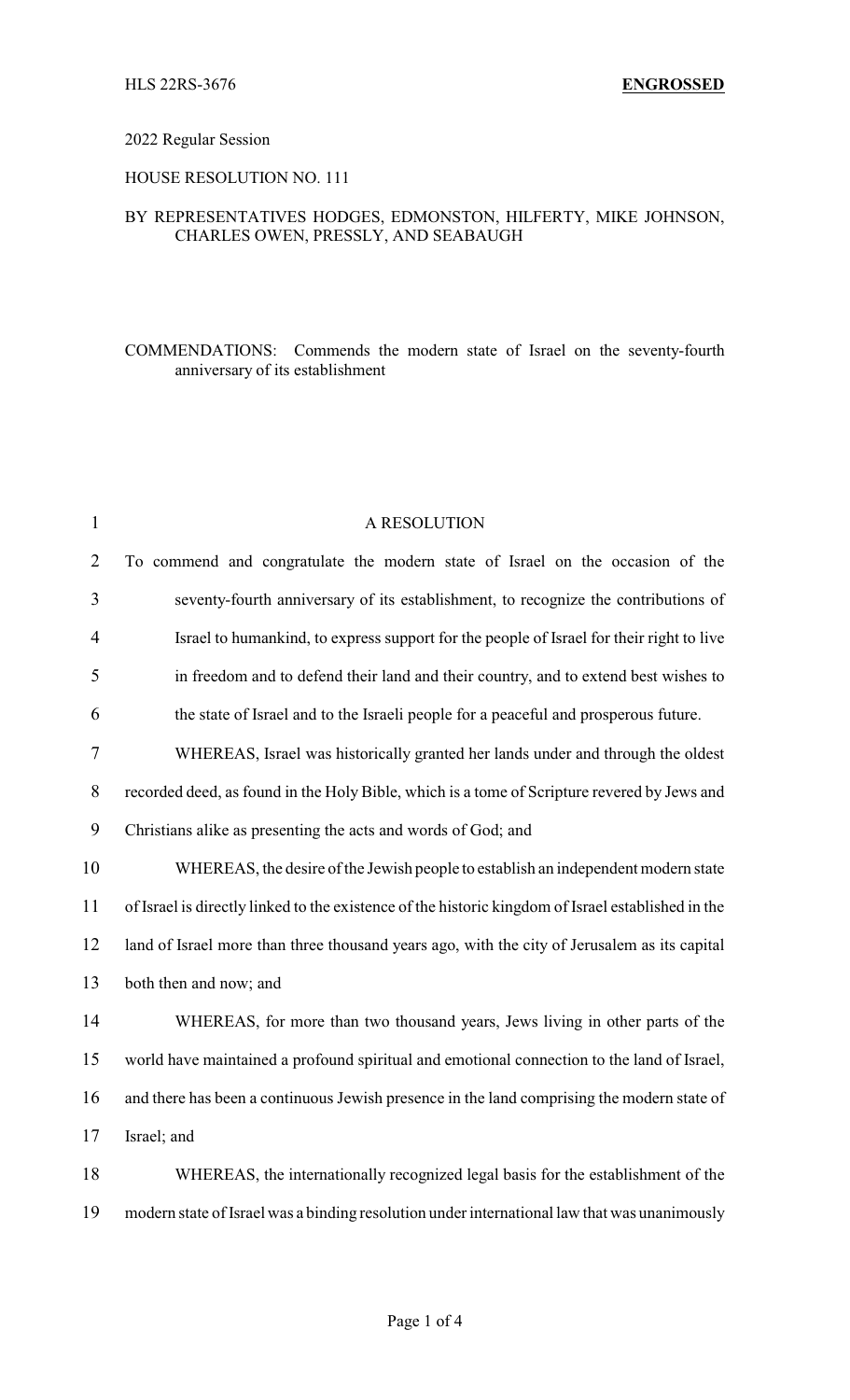HLS 22RS-3676 **ENGROSSED**

2022 Regular Session

HOUSE RESOLUTION NO. 111

BY REPRESENTATIVES HODGES, EDMONSTON, HILFERTY, MIKE JOHNSON, CHARLES OWEN, PRESSLY, AND SEABAUGH

COMMENDATIONS: Commends the modern state of Israel on the seventy-fourth anniversary of its establishment

A RESOLUTION

To commend and congratulate the modern state of Israel on the occasion of the seventy-fourth anniversary of its establishment, to recognize the contributions of Israel to humankind, to express support for the people of Israel for their right to live in freedom and to defend their land and their country, and to extend best wishes to the state of Israel and to the Israeli people for a peaceful and prosperous future.

WHEREAS, Israel was historically granted her lands under and through the oldest recorded deed, as found in the Holy Bible, which is a tome of Scripture revered by Jews and Christians alike as presenting the acts and words of God; and

WHEREAS, the desire of the Jewish people to establish an independent modern state of Israel is directly linked to the existence of the historic kingdom of Israel established in the land of Israel more than three thousand years ago, with the city of Jerusalem as its capital both then and now; and

WHEREAS, for more than two thousand years, Jews living in other parts of the world have maintained a profound spiritual and emotional connection to the land of Israel, and there has been a continuous Jewish presence in the land comprising the modern state of Israel; and

WHEREAS, the internationally recognized legal basis for the establishment of the modern state of Israel was a binding resolution under international law that was unanimously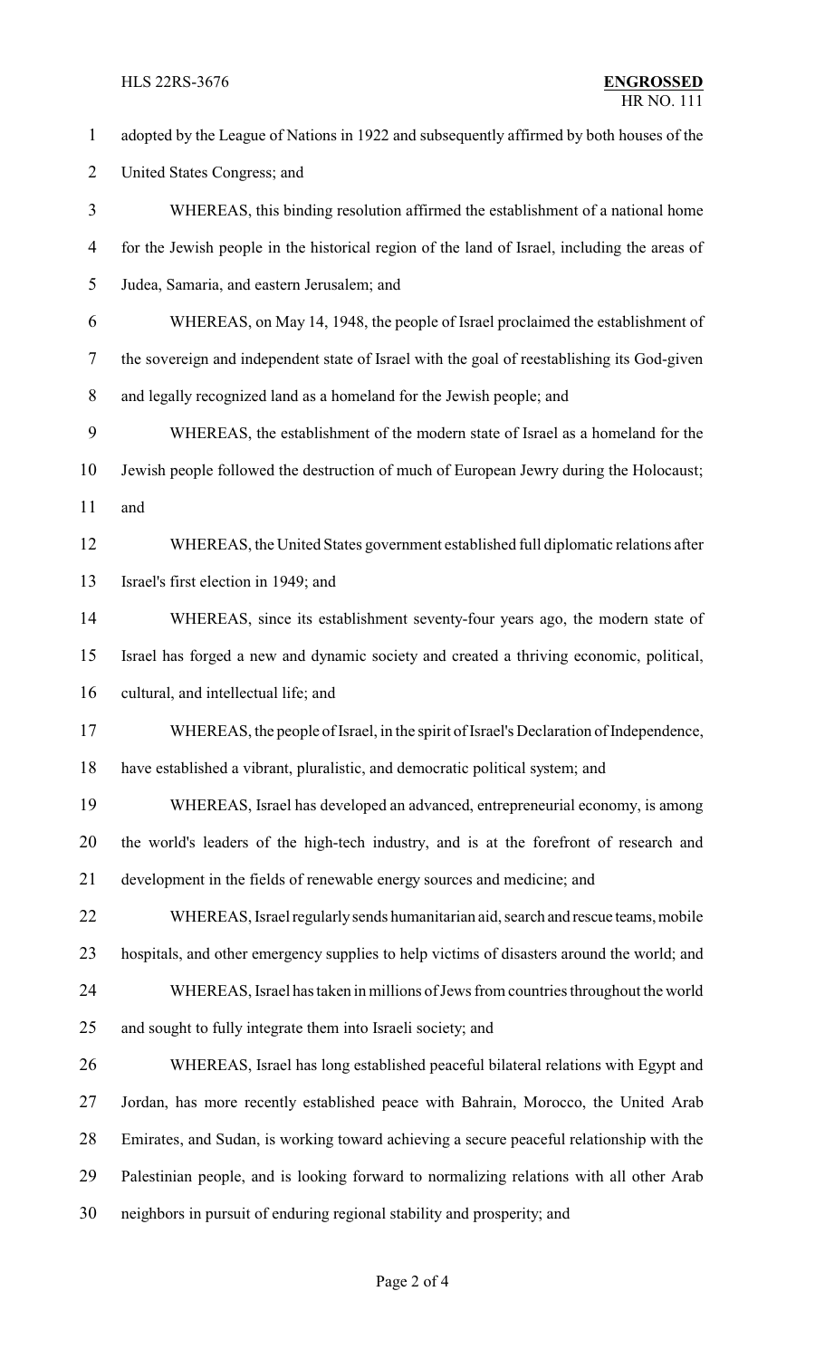adopted by the League of Nations in 1922 and subsequently affirmed by both houses of the United States Congress; and

WHEREAS, this binding resolution affirmed the establishment of a national home for the Jewish people in the historical region of the land of Israel, including the areas of Judea, Samaria, and eastern Jerusalem; and

WHEREAS, on May 14, 1948, the people of Israel proclaimed the establishment of the sovereign and independent state of Israel with the goal of reestablishing its God-given and legally recognized land as a homeland for the Jewish people; and

WHEREAS, the establishment of the modern state of Israel as a homeland for the Jewish people followed the destruction of much of European Jewry during the Holocaust; and

WHEREAS, the United States government established full diplomatic relations after Israel's first election in 1949; and

WHEREAS, since its establishment seventy-four years ago, the modern state of Israel has forged a new and dynamic society and created a thriving economic, political, cultural, and intellectual life; and

WHEREAS, the people of Israel, in the spirit of Israel's Declaration of Independence, have established a vibrant, pluralistic, and democratic political system; and

WHEREAS, Israel has developed an advanced, entrepreneurial economy, is among the world's leaders of the high-tech industry, and is at the forefront of research and development in the fields of renewable energy sources and medicine; and

WHEREAS, Israel regularly sends humanitarian aid, search and rescue teams, mobile hospitals, and other emergency supplies to help victims of disasters around the world; and

WHEREAS, Israel has taken in millions of Jews from countries throughout the world and sought to fully integrate them into Israeli society; and

WHEREAS, Israel has long established peaceful bilateral relations with Egypt and Jordan, has more recently established peace with Bahrain, Morocco, the United Arab Emirates, and Sudan, is working toward achieving a secure peaceful relationship with the Palestinian people, and is looking forward to normalizing relations with all other Arab neighbors in pursuit of enduring regional stability and prosperity; and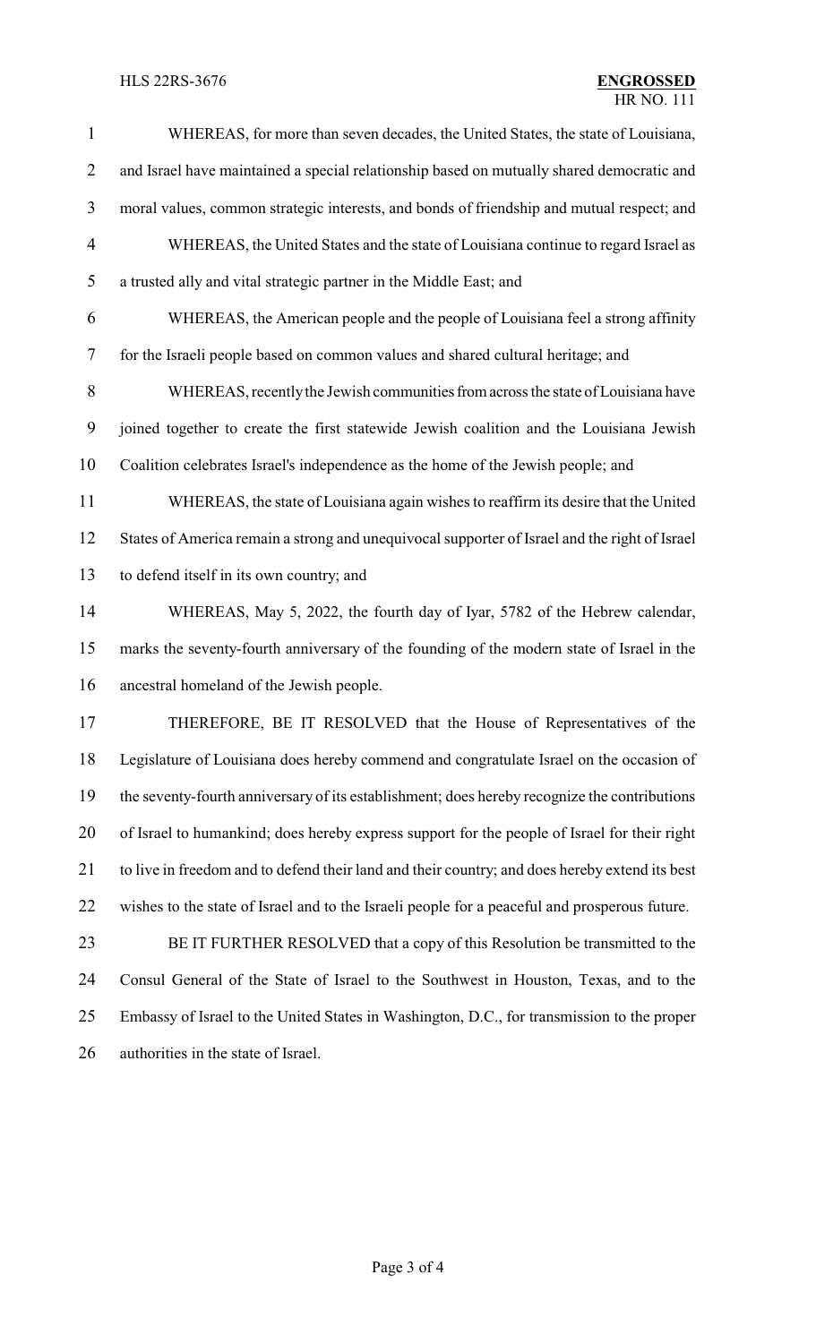WHEREAS, for more than seven decades, the United States, the state of Louisiana, and Israel have maintained a special relationship based on mutually shared democratic and moral values, common strategic interests, and bonds of friendship and mutual respect; and

WHEREAS, the United States and the state of Louisiana continue to regard Israel as a trusted ally and vital strategic partner in the Middle East; and

WHEREAS, the American people and the people of Louisiana feel a strong affinity for the Israeli people based on common values and shared cultural heritage; and

WHEREAS, recently the Jewish communities from across the state of Louisiana have joined together to create the first statewide Jewish coalition and the Louisiana Jewish Coalition celebrates Israel's independence as the home of the Jewish people; and

WHEREAS, the state of Louisiana again wishes to reaffirm its desire that the United States of America remain a strong and unequivocal supporter of Israel and the right of Israel to defend itself in its own country; and

WHEREAS, May 5, 2022, the fourth day of Iyar, 5782 of the Hebrew calendar, marks the seventy-fourth anniversary of the founding of the modern state of Israel in the ancestral homeland of the Jewish people.

THEREFORE, BE IT RESOLVED that the House of Representatives of the Legislature of Louisiana does hereby commend and congratulate Israel on the occasion of the seventy-fourth anniversary of its establishment; does hereby recognize the contributions of Israel to humankind; does hereby express support for the people of Israel for their right to live in freedom and to defend their land and their country; and does hereby extend its best wishes to the state of Israel and to the Israeli people for a peaceful and prosperous future.

BE IT FURTHER RESOLVED that a copy of this Resolution be transmitted to the Consul General of the State of Israel to the Southwest in Houston, Texas, and to the Embassy of Israel to the United States in Washington, D.C., for transmission to the proper authorities in the state of Israel.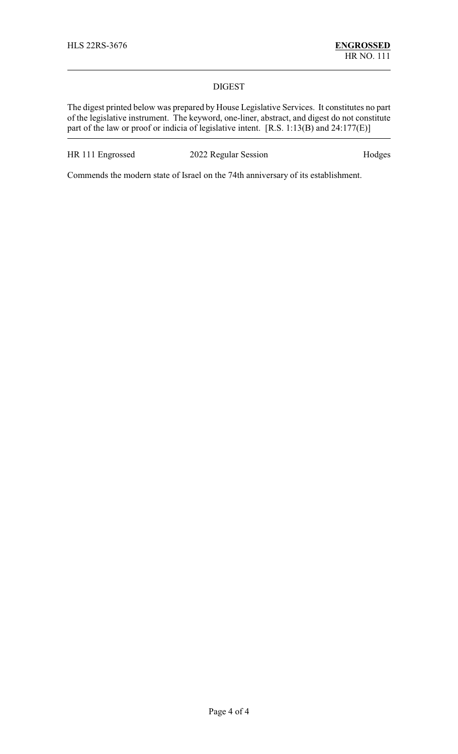## DIGEST

The digest printed below was prepared by House Legislative Services. It constitutes no part of the legislative instrument. The keyword, one-liner, abstract, and digest do not constitute part of the law or proof or indicia of legislative intent. [R.S. 1:13(B) and 24:177(E)]

HR 111 Engrossed 2022 Regular Session Hodges

Commends the modern state of Israel on the 74th anniversary of its establishment.